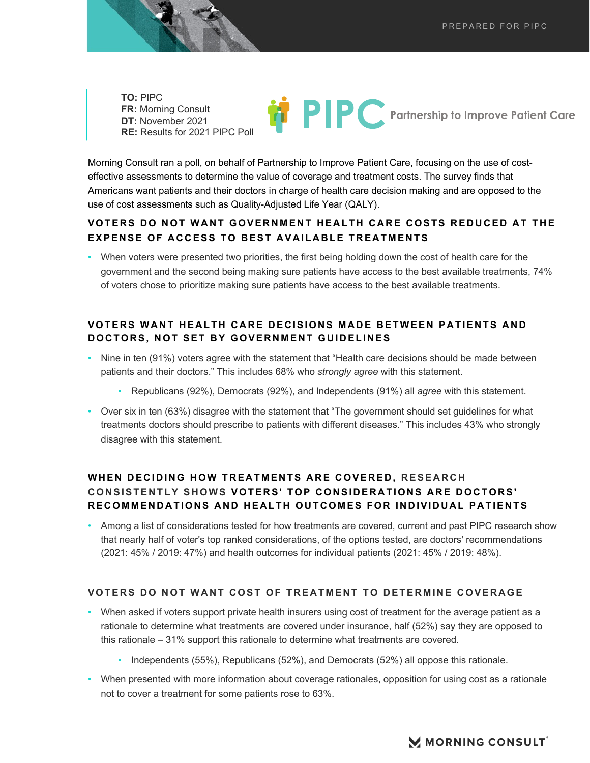**TO:** PIPC
**FR:** Morning Consult
**DT:** November 2021
**RE:** Results for 2021 PIPC Poll

PIPC Partnership to Improve Patient Care

Morning Consult ran a poll, on behalf of Partnership to Improve Patient Care, focusing on the use of cost-effective assessments to determine the value of coverage and treatment costs. The survey finds that Americans want patients and their doctors in charge of health care decision making and are opposed to the use of cost assessments such as Quality-Adjusted Life Year (QALY).

## VOTERS DO NOT WANT GOVERNMENT HEALTH CARE COSTS REDUCED AT THE EXPENSE OF ACCESS TO BEST AVAILABLE TREATMENTS

- When voters were presented two priorities, the first being holding down the cost of health care for the government and the second being making sure patients have access to the best available treatments, 74% of voters chose to prioritize making sure patients have access to the best available treatments.

## VOTERS WANT HEALTH CARE DECISIONS MADE BETWEEN PATIENTS AND DOCTORS, NOT SET BY GOVERNMENT GUIDELINES

- Nine in ten (91%) voters agree with the statement that “Health care decisions should be made between patients and their doctors.” This includes 68% who *strongly agree* with this statement.
  - Republicans (92%), Democrats (92%), and Independents (91%) all *agree* with this statement.
- Over six in ten (63%) disagree with the statement that “The government should set guidelines for what treatments doctors should prescribe to patients with different diseases.” This includes 43% who strongly disagree with this statement.

## WHEN DECIDING HOW TREATMENTS ARE COVERED, RESEARCH CONSISTENTLY SHOWS VOTERS' TOP CONSIDERATIONS ARE DOCTORS' RECOMMENDATIONS AND HEALTH OUTCOMES FOR INDIVIDUAL PATIENTS

- Among a list of considerations tested for how treatments are covered, current and past PIPC research show that nearly half of voter's top ranked considerations, of the options tested, are doctors' recommendations (2021: 45% / 2019: 47%) and health outcomes for individual patients (2021: 45% / 2019: 48%).

## VOTERS DO NOT WANT COST OF TREATMENT TO DETERMINE COVERAGE

- When asked if voters support private health insurers using cost of treatment for the average patient as a rationale to determine what treatments are covered under insurance, half (52%) say they are opposed to this rationale – 31% support this rationale to determine what treatments are covered.
  - Independents (55%), Republicans (52%), and Democrats (52%) all oppose this rationale.
- When presented with more information about coverage rationales, opposition for using cost as a rationale not to cover a treatment for some patients rose to 63%.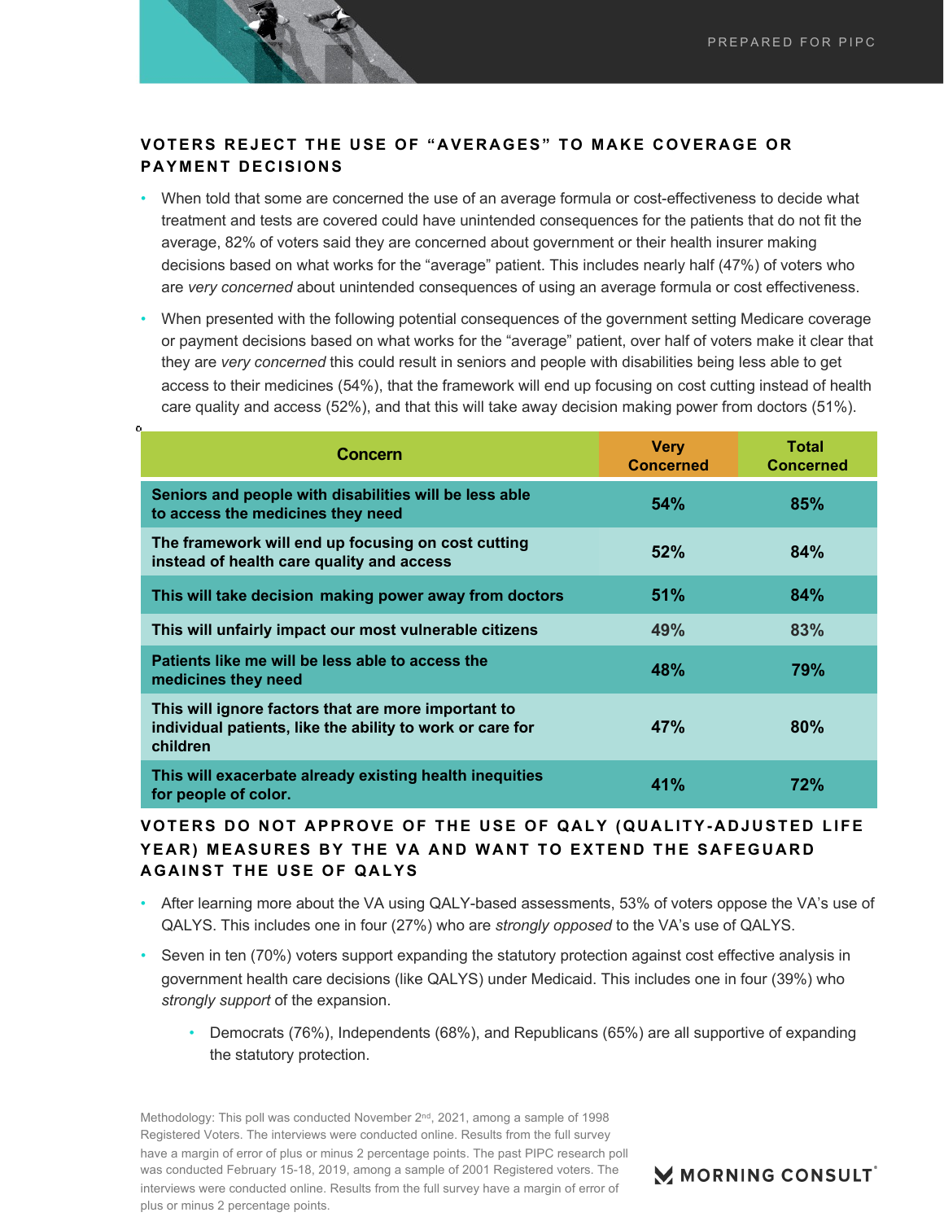## VOTERS REJECT THE USE OF "AVERAGES" TO MAKE COVERAGE OR PAYMENT DECISIONS

- When told that some are concerned the use of an average formula or cost-effectiveness to decide what treatment and tests are covered could have unintended consequences for the patients that do not fit the average, 82% of voters said they are concerned about government or their health insurer making decisions based on what works for the "average" patient. This includes nearly half (47%) of voters who are *very concerned* about unintended consequences of using an average formula or cost effectiveness.
- When presented with the following potential consequences of the government setting Medicare coverage or payment decisions based on what works for the "average" patient, over half of voters make it clear that they are *very concerned* this could result in seniors and people with disabilities being less able to get access to their medicines (54%), that the framework will end up focusing on cost cutting instead of health care quality and access (52%), and that this will take away decision making power from doctors (51%).

| Concern | Very Concerned | Total Concerned |
|---|---|---|
| **Seniors and people with disabilities will be less able to access the medicines they need** | **54%** | **85%** |
| **The framework will end up focusing on cost cutting instead of health care quality and access** | **52%** | **84%** |
| **This will take decision making power away from doctors** | **51%** | **84%** |
| **This will unfairly impact our most vulnerable citizens** | **49%** | **83%** |
| **Patients like me will be less able to access the medicines they need** | **48%** | **79%** |
| **This will ignore factors that are more important to individual patients, like the ability to work or care for children** | **47%** | **80%** |
| **This will exacerbate already existing health inequities for people of color.** | **41%** | **72%** |

## VOTERS DO NOT APPROVE OF THE USE OF QALY (QUALITY-ADJUSTED LIFE YEAR) MEASURES BY THE VA AND WANT TO EXTEND THE SAFEGUARD AGAINST THE USE OF QALYS

- After learning more about the VA using QALY-based assessments, 53% of voters oppose the VA's use of QALYS. This includes one in four (27%) who are *strongly opposed* to the VA's use of QALYS.
- Seven in ten (70%) voters support expanding the statutory protection against cost effective analysis in government health care decisions (like QALYS) under Medicaid. This includes one in four (39%) who *strongly support* of the expansion.
  - Democrats (76%), Independents (68%), and Republicans (65%) are all supportive of expanding the statutory protection.

Methodology: This poll was conducted November 2nd, 2021, among a sample of 1998 Registered Voters. The interviews were conducted online. Results from the full survey have a margin of error of plus or minus 2 percentage points. The past PIPC research poll was conducted February 15-18, 2019, among a sample of 2001 Registered voters. The interviews were conducted online. Results from the full survey have a margin of error of plus or minus 2 percentage points.

MORNING CONSULT